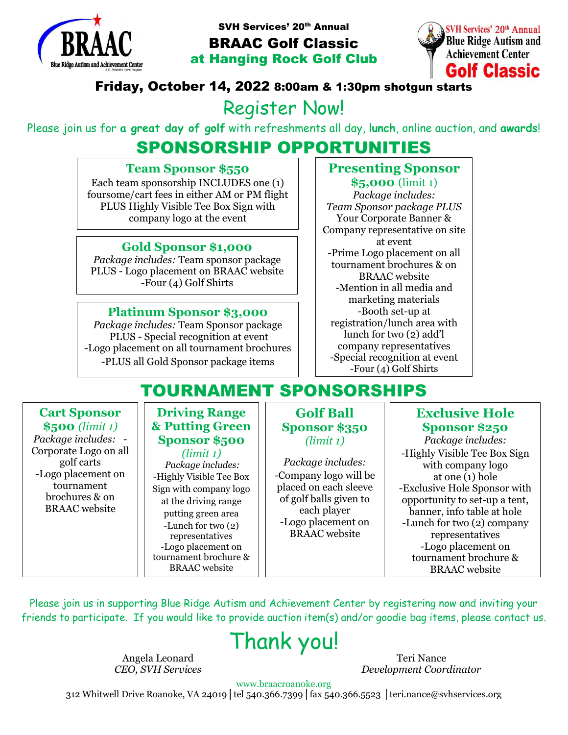SVH Services' 20th Annual

# BRAAC Golf Classic

## at Hanging Rock Golf Club

SVH Services' 20th Annual Blue Ridge Autism and Achievement Center **Golf Classic**

### Friday, October 14, 2022 8:00am & 1:30pm shotgun starts

# Register Now!

Please join us for **a great day of golf** with refreshments all day, **lunch**, online auction, and **awards**!

## SPONSORSHIP OPPORTUNITIES

### Team Sponsor $550

Each team sponsorship INCLUDES one (1) foursome/cart fees in either AM or PM flight PLUS Highly Visible Tee Box Sign with company logo at the event

### Gold Sponsor $1,000

*Package includes:* Team sponsor package PLUS - Logo placement on BRAAC website
-Four (4) Golf Shirts

### Platinum Sponsor $3,000

*Package includes:* Team Sponsor package PLUS - Special recognition at event
-Logo placement on all tournament brochures
-PLUS all Gold Sponsor package items

### Presenting Sponsor $5,000 (limit 1)

*Package includes:*
*Team Sponsor package PLUS*
Your Corporate Banner & Company representative on site at event
-Prime Logo placement on all tournament brochures & on BRAAC website
-Mention in all media and marketing materials
-Booth set-up at registration/lunch area with lunch for two (2) add'l company representatives
-Special recognition at event
-Four (4) Golf Shirts

## TOURNAMENT SPONSORSHIPS

### Cart Sponsor $500 *(limit 1)*

*Package includes:* -Corporate Logo on all golf carts
-Logo placement on tournament brochures & on BRAAC website

### Driving Range & Putting Green Sponsor $500 *(limit 1)*

*Package includes:*
-Highly Visible Tee Box Sign with company logo at the driving range putting green area
-Lunch for two (2) representatives
-Logo placement on tournament brochure & BRAAC website

### Golf Ball Sponsor $350 *(limit 1)*

*Package includes:*
-Company logo will be placed on each sleeve of golf balls given to each player
-Logo placement on BRAAC website

### Exclusive Hole Sponsor $250

*Package includes:*
-Highly Visible Tee Box Sign with company logo at one (1) hole
-Exclusive Hole Sponsor with opportunity to set-up a tent, banner, info table at hole
-Lunch for two (2) company representatives
-Logo placement on tournament brochure & BRAAC website

Please join us in supporting Blue Ridge Autism and Achievement Center by registering now and inviting your friends to participate. If you would like to provide auction item(s) and/or goodie bag items, please contact us.

# Thank you!

Angela Leonard
*CEO, SVH Services*

Teri Nance
*Development Coordinator*

www.braacroanoke.org
312 Whitwell Drive Roanoke, VA 24019 | tel 540.366.7399 | fax 540.366.5523 | teri.nance@svhservices.org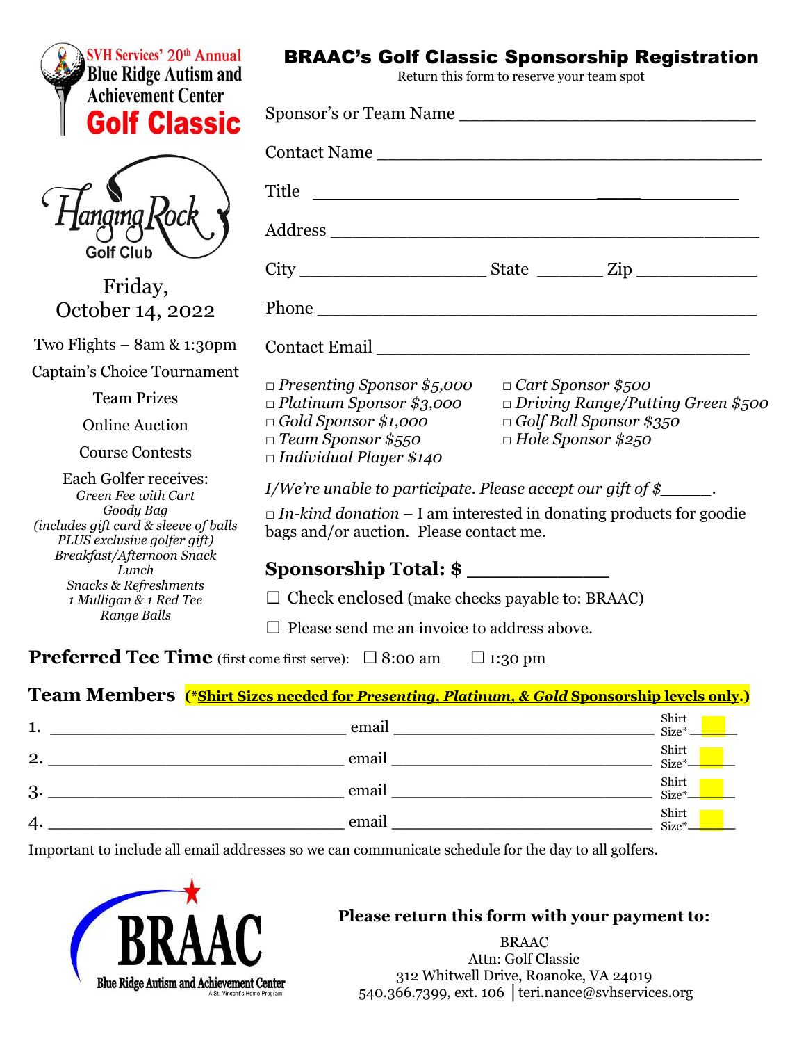SVH Services' 20th Annual Blue Ridge Autism and Achievement Center

# Golf Classic

Hanging Rock Golf Club

Friday, October 14, 2022

Two Flights – 8am & 1:30pm

Captain's Choice Tournament

Team Prizes

Online Auction

Course Contests

Each Golfer receives:

*Green Fee with Cart*
*Goody Bag*
*(includes gift card & sleeve of balls PLUS exclusive golfer gift)*
*Breakfast/Afternoon Snack*
*Lunch*
*Snacks & Refreshments*
*1 Mulligan & 1 Red Tee*
*Range Balls*

# BRAAC's Golf Classic Sponsorship Registration

Return this form to reserve your team spot

Sponsor's or Team Name ______________________________

Contact Name ______________________________

Title ______________________________

Address ______________________________

City ____________________ State _______ Zip ____________

Phone ______________________________

Contact Email ______________________________

□ *Presenting Sponsor $5,000*
□ *Platinum Sponsor $3,000*
□ *Gold Sponsor $1,000*
□ *Team Sponsor $550*
□ *Individual Player $140*
□ *Cart Sponsor $500*
□ *Driving Range/Putting Green $500*
□ *Golf Ball Sponsor $350*
□ *Hole Sponsor $250*

*I/We're unable to participate. Please accept our gift of $_____.*

□ *In-kind donation* – I am interested in donating products for goodie bags and/or auction. Please contact me.

**Sponsorship Total: $ ____________**

☐ Check enclosed (make checks payable to: BRAAC)

☐ Please send me an invoice to address above.

**Preferred Tee Time** (first come first serve): ☐ 8:00 am ☐ 1:30 pm

**Team Members** **(*Shirt Sizes needed for *Presenting, Platinum, & Gold* Sponsorship levels only.)**

1. ______________________________ email ______________________________ Shirt Size* _____
2. ______________________________ email ______________________________ Shirt Size* _____
3. ______________________________ email ______________________________ Shirt Size* _____
4. ______________________________ email ______________________________ Shirt Size* _____

Important to include all email addresses so we can communicate schedule for the day to all golfers.

BRAAC
Blue Ridge Autism and Achievement Center
A St. Vincent's Home Program

**Please return this form with your payment to:**

BRAAC
Attn: Golf Classic
312 Whitwell Drive, Roanoke, VA 24019
540.366.7399, ext. 106 | teri.nance@svhservices.org